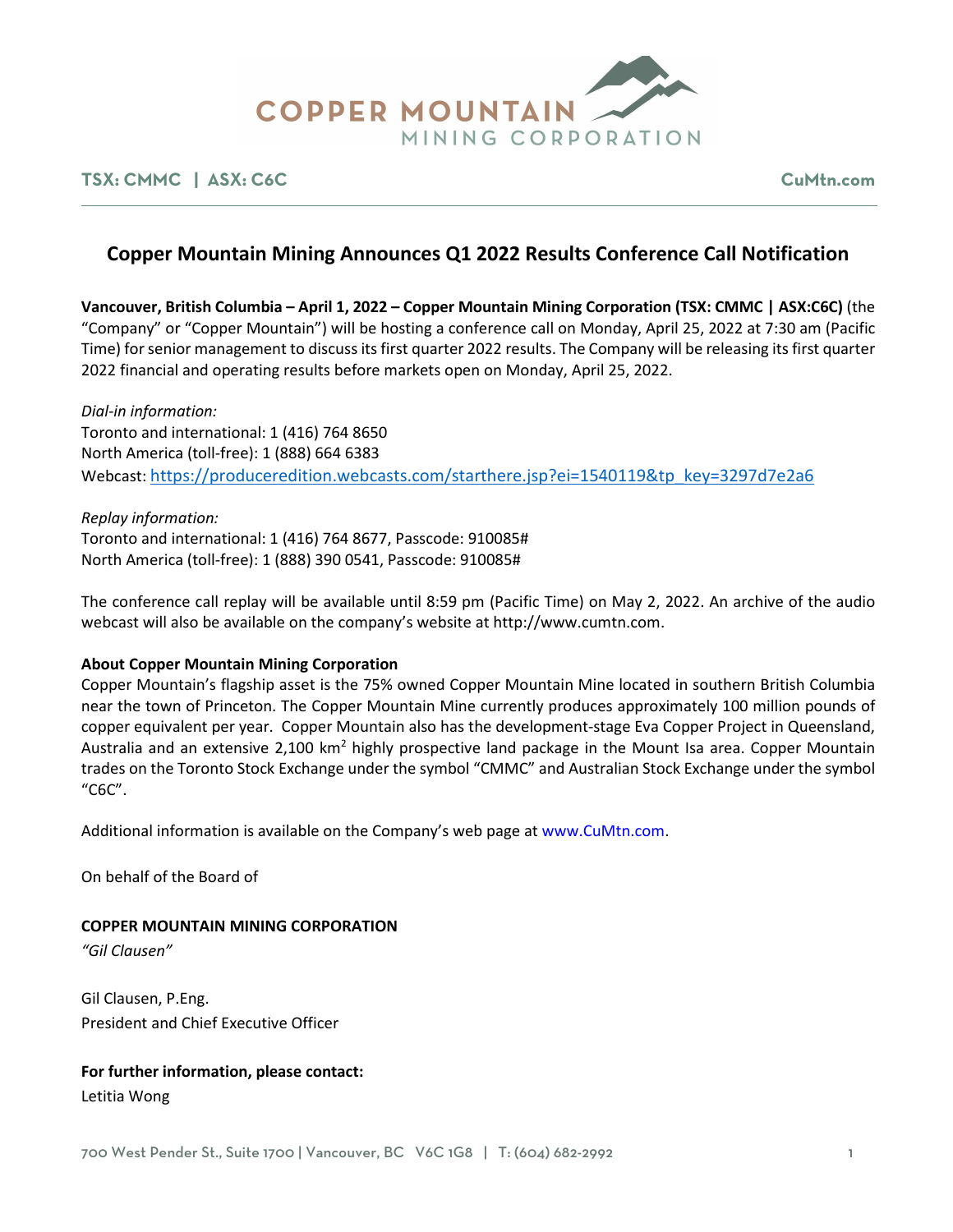COPPER MOUNTAIN MINING CORPORATION

TSX: CMMC | ASX: C6C    CuMtn.com

# Copper Mountain Mining Announces Q1 2022 Results Conference Call Notification

**Vancouver, British Columbia – April 1, 2022 – Copper Mountain Mining Corporation (TSX: CMMC | ASX:C6C)** (the "Company" or "Copper Mountain") will be hosting a conference call on Monday, April 25, 2022 at 7:30 am (Pacific Time) for senior management to discuss its first quarter 2022 results. The Company will be releasing its first quarter 2022 financial and operating results before markets open on Monday, April 25, 2022.

*Dial-in information:*
Toronto and international: 1 (416) 764 8650
North America (toll-free): 1 (888) 664 6383
Webcast: https://produceredition.webcasts.com/starthere.jsp?ei=1540119&tp_key=3297d7e2a6

*Replay information:*
Toronto and international: 1 (416) 764 8677, Passcode: 910085#
North America (toll-free): 1 (888) 390 0541, Passcode: 910085#

The conference call replay will be available until 8:59 pm (Pacific Time) on May 2, 2022. An archive of the audio webcast will also be available on the company's website at http://www.cumtn.com.

**About Copper Mountain Mining Corporation**

Copper Mountain's flagship asset is the 75% owned Copper Mountain Mine located in southern British Columbia near the town of Princeton. The Copper Mountain Mine currently produces approximately 100 million pounds of copper equivalent per year. Copper Mountain also has the development-stage Eva Copper Project in Queensland, Australia and an extensive 2,100 km$^2$ highly prospective land package in the Mount Isa area. Copper Mountain trades on the Toronto Stock Exchange under the symbol "CMMC" and Australian Stock Exchange under the symbol "C6C".

Additional information is available on the Company's web page at www.CuMtn.com.

On behalf of the Board of

**COPPER MOUNTAIN MINING CORPORATION**

*"Gil Clausen"*

Gil Clausen, P.Eng.
President and Chief Executive Officer

**For further information, please contact:**
Letitia Wong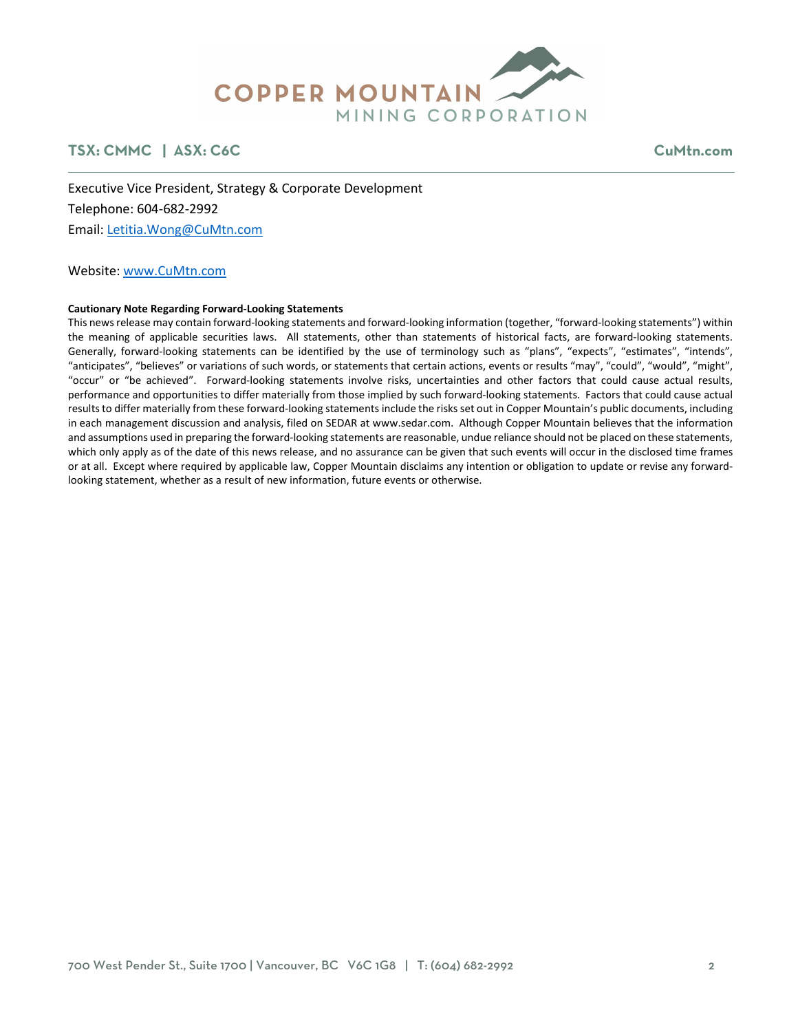Executive Vice President, Strategy & Corporate Development
Telephone: 604-682-2992
Email: Letitia.Wong@CuMtn.com

Website: www.CuMtn.com

**Cautionary Note Regarding Forward-Looking Statements**

This news release may contain forward-looking statements and forward-looking information (together, "forward-looking statements") within the meaning of applicable securities laws. All statements, other than statements of historical facts, are forward-looking statements. Generally, forward-looking statements can be identified by the use of terminology such as "plans", "expects", "estimates", "intends", "anticipates", "believes" or variations of such words, or statements that certain actions, events or results "may", "could", "would", "might", "occur" or "be achieved". Forward-looking statements involve risks, uncertainties and other factors that could cause actual results, performance and opportunities to differ materially from those implied by such forward-looking statements. Factors that could cause actual results to differ materially from these forward-looking statements include the risks set out in Copper Mountain's public documents, including in each management discussion and analysis, filed on SEDAR at www.sedar.com. Although Copper Mountain believes that the information and assumptions used in preparing the forward-looking statements are reasonable, undue reliance should not be placed on these statements, which only apply as of the date of this news release, and no assurance can be given that such events will occur in the disclosed time frames or at all. Except where required by applicable law, Copper Mountain disclaims any intention or obligation to update or revise any forward-looking statement, whether as a result of new information, future events or otherwise.